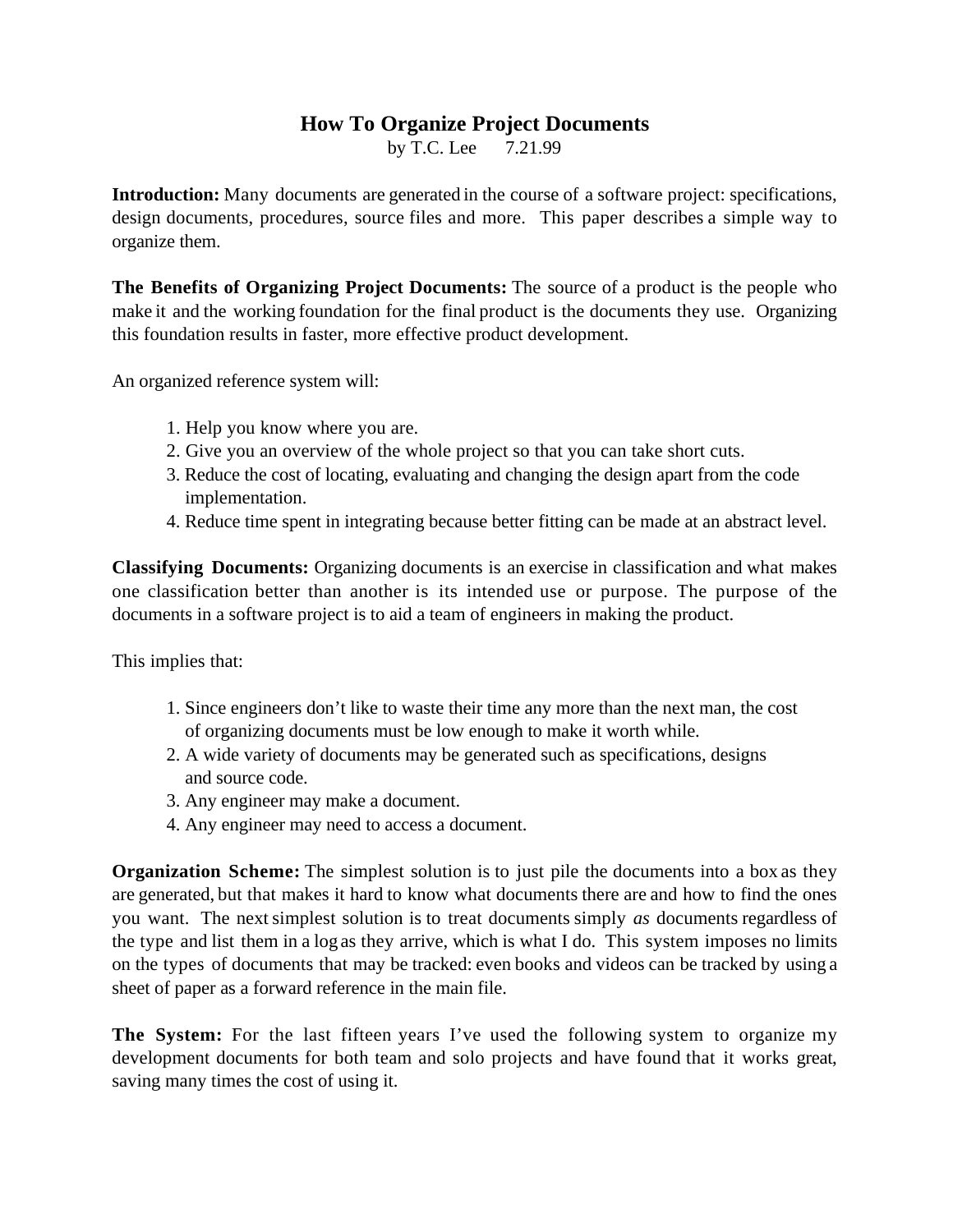# How To Organize Project Documents

by T.C. Lee 7.21.99

**Introduction:** Many documents are generated in the course of a software project: specifications, design documents, procedures, source files and more. This paper describes a simple way to organize them.

**The Benefits of Organizing Project Documents:** The source of a product is the people who make it and the working foundation for the final product is the documents they use. Organizing this foundation results in faster, more effective product development.

An organized reference system will:

1. Help you know where you are.
2. Give you an overview of the whole project so that you can take short cuts.
3. Reduce the cost of locating, evaluating and changing the design apart from the code implementation.
4. Reduce time spent in integrating because better fitting can be made at an abstract level.

**Classifying Documents:** Organizing documents is an exercise in classification and what makes one classification better than another is its intended use or purpose. The purpose of the documents in a software project is to aid a team of engineers in making the product.

This implies that:

1. Since engineers don't like to waste their time any more than the next man, the cost of organizing documents must be low enough to make it worth while.
2. A wide variety of documents may be generated such as specifications, designs and source code.
3. Any engineer may make a document.
4. Any engineer may need to access a document.

**Organization Scheme:** The simplest solution is to just pile the documents into a box as they are generated, but that makes it hard to know what documents there are and how to find the ones you want. The next simplest solution is to treat documents simply *as* documents regardless of the type and list them in a log as they arrive, which is what I do. This system imposes no limits on the types of documents that may be tracked: even books and videos can be tracked by using a sheet of paper as a forward reference in the main file.

**The System:** For the last fifteen years I've used the following system to organize my development documents for both team and solo projects and have found that it works great, saving many times the cost of using it.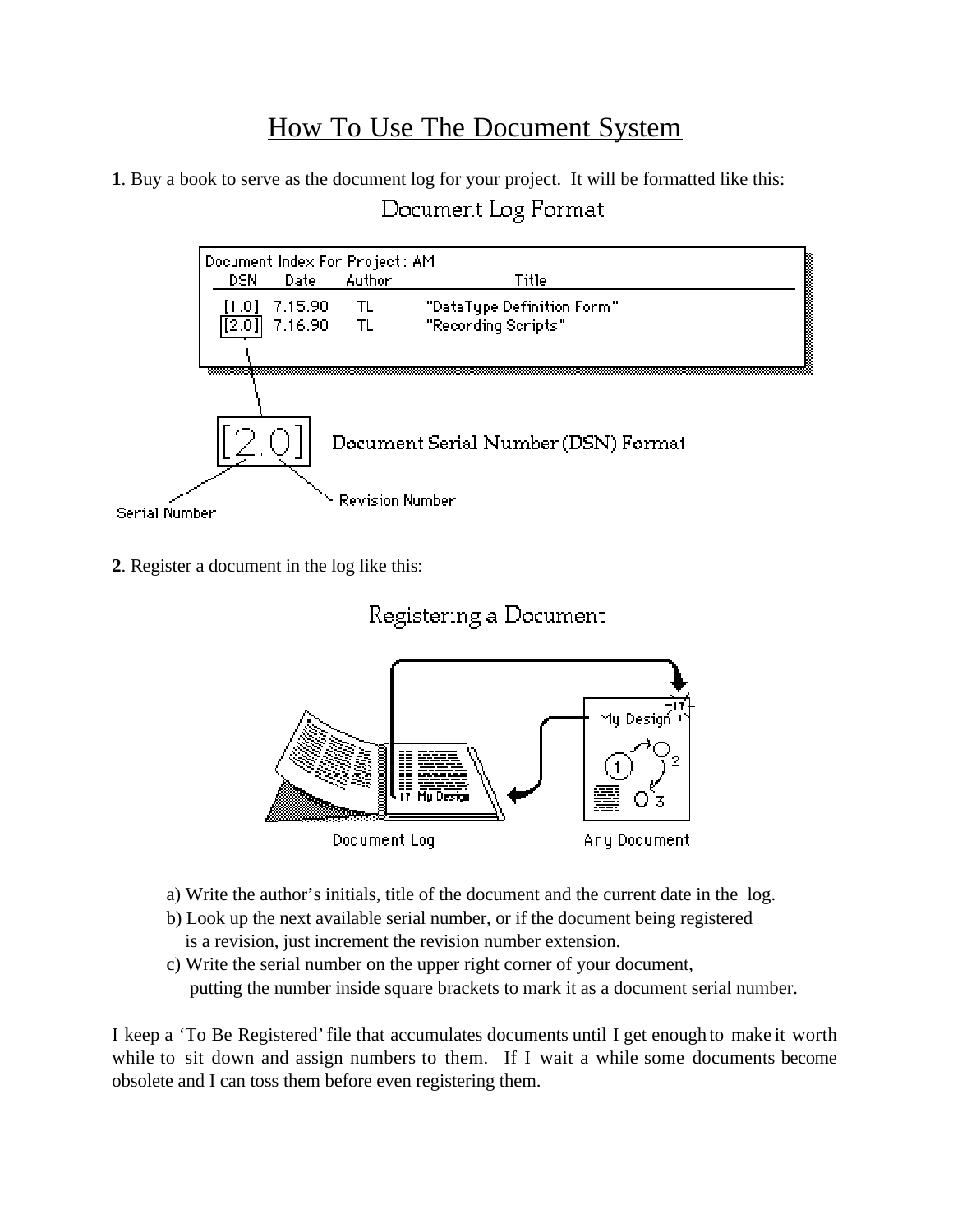# How To Use The Document System

**1**. Buy a book to serve as the document log for your project. It will be formatted like this:

Document Log Format

Document Index For Project: AM

| DSN | Date | Author | Title |
|---|---|---|---|
| [1.0] | 7.15.90 | TL | "DataType Definition Form" |
| [2.0] | 7.16.90 | TL | "Recording Scripts" |

[2.0] Document Serial Number (DSN) Format

Serial Number

Revision Number

**2**. Register a document in the log like this:

Registering a Document

Document Log

Any Document

a) Write the author's initials, title of the document and the current date in the log.

b) Look up the next available serial number, or if the document being registered is a revision, just increment the revision number extension.

c) Write the serial number on the upper right corner of your document, putting the number inside square brackets to mark it as a document serial number.

I keep a 'To Be Registered' file that accumulates documents until I get enough to make it worth while to sit down and assign numbers to them. If I wait a while some documents become obsolete and I can toss them before even registering them.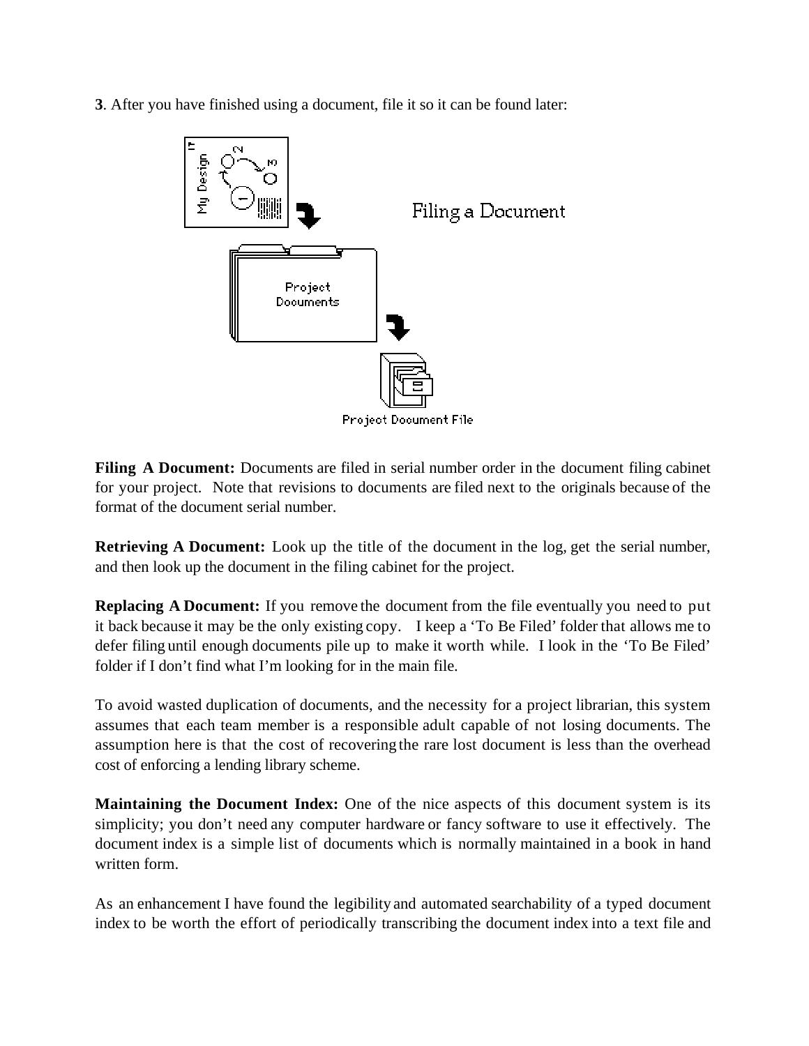**3**. After you have finished using a document, file it so it can be found later:

**Filing A Document:** Documents are filed in serial number order in the document filing cabinet for your project. Note that revisions to documents are filed next to the originals because of the format of the document serial number.

**Retrieving A Document:** Look up the title of the document in the log, get the serial number, and then look up the document in the filing cabinet for the project.

**Replacing A Document:** If you remove the document from the file eventually you need to put it back because it may be the only existing copy. I keep a 'To Be Filed' folder that allows me to defer filing until enough documents pile up to make it worth while. I look in the 'To Be Filed' folder if I don't find what I'm looking for in the main file.

To avoid wasted duplication of documents, and the necessity for a project librarian, this system assumes that each team member is a responsible adult capable of not losing documents. The assumption here is that the cost of recovering the rare lost document is less than the overhead cost of enforcing a lending library scheme.

**Maintaining the Document Index:** One of the nice aspects of this document system is its simplicity; you don't need any computer hardware or fancy software to use it effectively. The document index is a simple list of documents which is normally maintained in a book in hand written form.

As an enhancement I have found the legibility and automated searchability of a typed document index to be worth the effort of periodically transcribing the document index into a text file and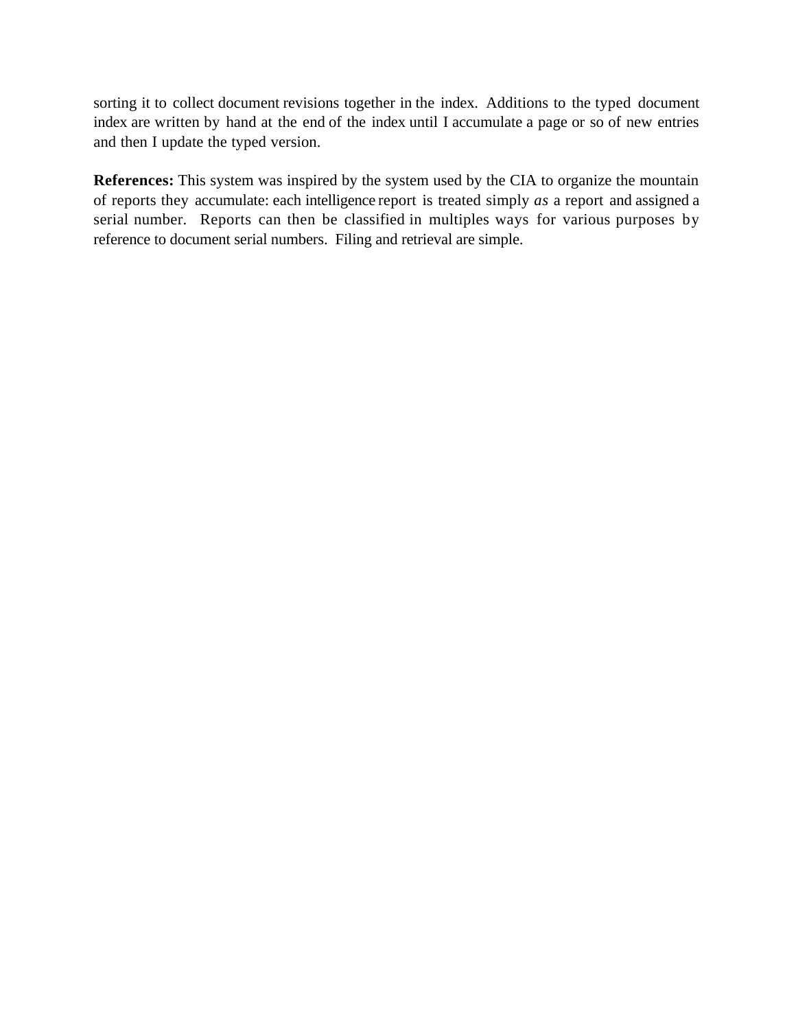sorting it to collect document revisions together in the index. Additions to the typed document index are written by hand at the end of the index until I accumulate a page or so of new entries and then I update the typed version.

**References:** This system was inspired by the system used by the CIA to organize the mountain of reports they accumulate: each intelligence report is treated simply *as* a report and assigned a serial number. Reports can then be classified in multiples ways for various purposes by reference to document serial numbers. Filing and retrieval are simple.